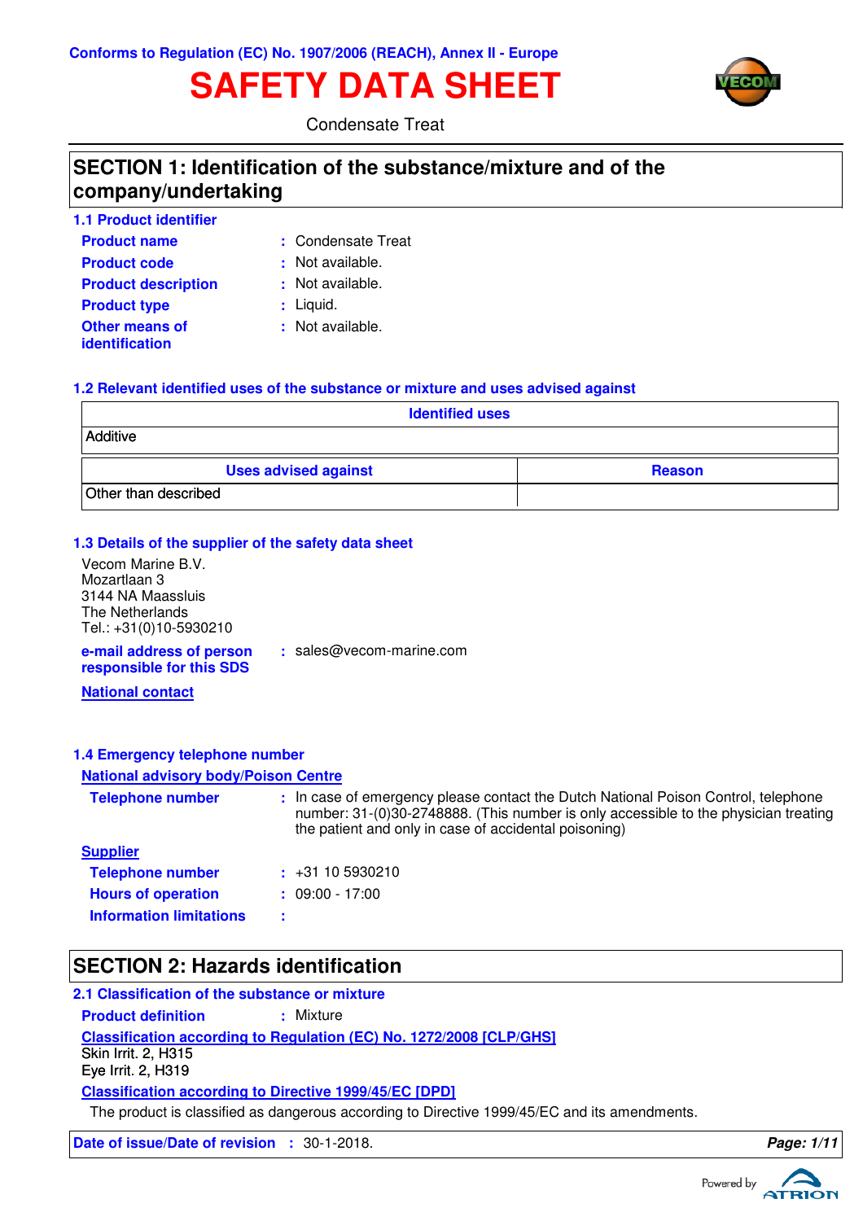Conforms to Regulation (EC) No. 1907/2006 (REACH), Annex II - Europe

# SAFETY DATA SHEET

Condensate Treat

## SECTION 1: Identification of the substance/mixture and of the company/undertaking

### 1.1 Product identifier

**Product name** : Condensate Treat

**Product code** : Not available.

**Product description** : Not available.

**Product type** : Liquid.

**Other means of identification** : Not available.

### 1.2 Relevant identified uses of the substance or mixture and uses advised against

| Identified uses |
|---|
| Additive |

| Uses advised against | Reason |
|---|---|
| Other than described | |

### 1.3 Details of the supplier of the safety data sheet

Vecom Marine B.V.
Mozartlaan 3
3144 NA Maassluis
The Netherlands
Tel.: +31(0)10-5930210

**e-mail address of person responsible for this SDS** : sales@vecom-marine.com

**National contact**

### 1.4 Emergency telephone number

**National advisory body/Poison Centre**

**Telephone number** : In case of emergency please contact the Dutch National Poison Control, telephone number: 31-(0)30-2748888. (This number is only accessible to the physician treating the patient and only in case of accidental poisoning)

**Supplier**

**Telephone number** : +31 10 5930210

**Hours of operation** : 09:00 - 17:00

**Information limitations** :

## SECTION 2: Hazards identification

### 2.1 Classification of the substance or mixture

**Product definition** : Mixture

**Classification according to Regulation (EC) No. 1272/2008 [CLP/GHS]**

Skin Irrit. 2, H315
Eye Irrit. 2, H319

**Classification according to Directive 1999/45/EC [DPD]**

The product is classified as dangerous according to Directive 1999/45/EC and its amendments.

**Date of issue/Date of revision** : 30-1-2018.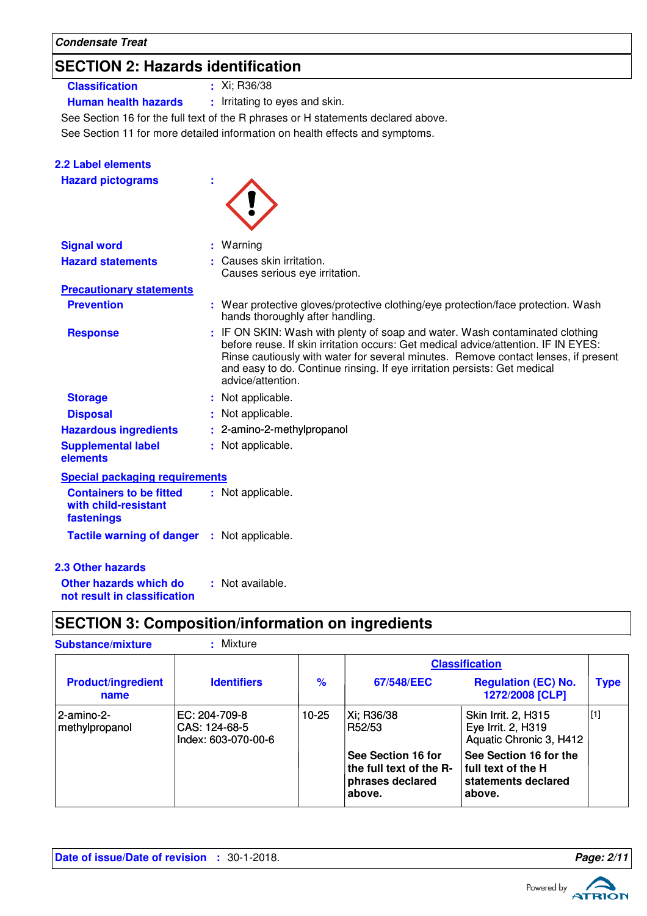*Condensate Treat*

## SECTION 2: Hazards identification

**Classification** : Xi; R36/38

**Human health hazards** : Irritating to eyes and skin.

See Section 16 for the full text of the R phrases or H statements declared above.

See Section 11 for more detailed information on health effects and symptoms.

### 2.2 Label elements

**Hazard pictograms** :

**Signal word** : Warning

**Hazard statements** : Causes skin irritation.
Causes serious eye irritation.

**Precautionary statements**

**Prevention** : Wear protective gloves/protective clothing/eye protection/face protection. Wash hands thoroughly after handling.

**Response** : IF ON SKIN: Wash with plenty of soap and water. Wash contaminated clothing before reuse. If skin irritation occurs: Get medical advice/attention. IF IN EYES: Rinse cautiously with water for several minutes. Remove contact lenses, if present and easy to do. Continue rinsing. If eye irritation persists: Get medical advice/attention.

**Storage** : Not applicable.

**Disposal** : Not applicable.

**Hazardous ingredients** : 2-amino-2-methylpropanol

**Supplemental label elements** : Not applicable.

**Special packaging requirements**

**Containers to be fitted with child-resistant fastenings** : Not applicable.

**Tactile warning of danger** : Not applicable.

### 2.3 Other hazards

**Other hazards which do not result in classification** : Not available.

## SECTION 3: Composition/information on ingredients

**Substance/mixture** : Mixture

| Product/ingredient name | Identifiers | % | Classification 67/548/EEC | Classification Regulation (EC) No. 1272/2008 [CLP] | Type |
|---|---|---|---|---|---|
| 2-amino-2-methylpropanol | EC: 204-709-8<br>CAS: 124-68-5<br>Index: 603-070-00-6 | 10-25 | Xi; R36/38<br>R52/53 | Skin Irrit. 2, H315<br>Eye Irrit. 2, H319<br>Aquatic Chronic 3, H412 | [1] |
| | | | **See Section 16 for the full text of the R-phrases declared above.** | **See Section 16 for the full text of the H statements declared above.** | |

**Date of issue/Date of revision** : 30-1-2018.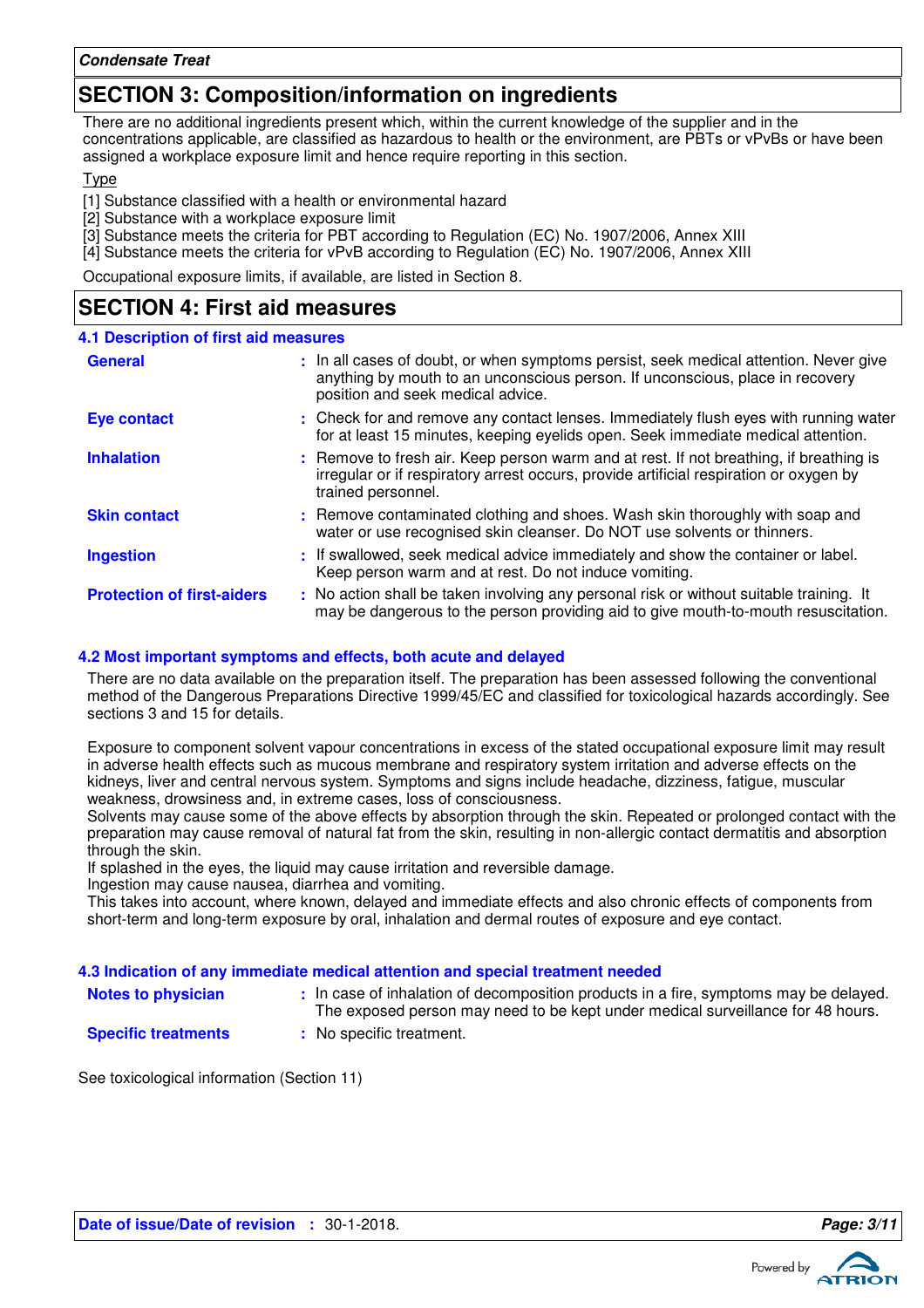## SECTION 3: Composition/information on ingredients

There are no additional ingredients present which, within the current knowledge of the supplier and in the concentrations applicable, are classified as hazardous to health or the environment, are PBTs or vPvBs or have been assigned a workplace exposure limit and hence require reporting in this section.

Type

[1] Substance classified with a health or environmental hazard
[2] Substance with a workplace exposure limit
[3] Substance meets the criteria for PBT according to Regulation (EC) No. 1907/2006, Annex XIII
[4] Substance meets the criteria for vPvB according to Regulation (EC) No. 1907/2006, Annex XIII

Occupational exposure limits, if available, are listed in Section 8.

## SECTION 4: First aid measures

### 4.1 Description of first aid measures

**General** : In all cases of doubt, or when symptoms persist, seek medical attention. Never give anything by mouth to an unconscious person. If unconscious, place in recovery position and seek medical advice.

**Eye contact** : Check for and remove any contact lenses. Immediately flush eyes with running water for at least 15 minutes, keeping eyelids open. Seek immediate medical attention.

**Inhalation** : Remove to fresh air. Keep person warm and at rest. If not breathing, if breathing is irregular or if respiratory arrest occurs, provide artificial respiration or oxygen by trained personnel.

**Skin contact** : Remove contaminated clothing and shoes. Wash skin thoroughly with soap and water or use recognised skin cleanser. Do NOT use solvents or thinners.

**Ingestion** : If swallowed, seek medical advice immediately and show the container or label. Keep person warm and at rest. Do not induce vomiting.

**Protection of first-aiders** : No action shall be taken involving any personal risk or without suitable training. It may be dangerous to the person providing aid to give mouth-to-mouth resuscitation.

### 4.2 Most important symptoms and effects, both acute and delayed

There are no data available on the preparation itself. The preparation has been assessed following the conventional method of the Dangerous Preparations Directive 1999/45/EC and classified for toxicological hazards accordingly. See sections 3 and 15 for details.

Exposure to component solvent vapour concentrations in excess of the stated occupational exposure limit may result in adverse health effects such as mucous membrane and respiratory system irritation and adverse effects on the kidneys, liver and central nervous system. Symptoms and signs include headache, dizziness, fatigue, muscular weakness, drowsiness and, in extreme cases, loss of consciousness.
Solvents may cause some of the above effects by absorption through the skin. Repeated or prolonged contact with the preparation may cause removal of natural fat from the skin, resulting in non-allergic contact dermatitis and absorption through the skin.
If splashed in the eyes, the liquid may cause irritation and reversible damage.
Ingestion may cause nausea, diarrhea and vomiting.
This takes into account, where known, delayed and immediate effects and also chronic effects of components from short-term and long-term exposure by oral, inhalation and dermal routes of exposure and eye contact.

### 4.3 Indication of any immediate medical attention and special treatment needed

**Notes to physician** : In case of inhalation of decomposition products in a fire, symptoms may be delayed. The exposed person may need to be kept under medical surveillance for 48 hours.

**Specific treatments** : No specific treatment.

See toxicological information (Section 11)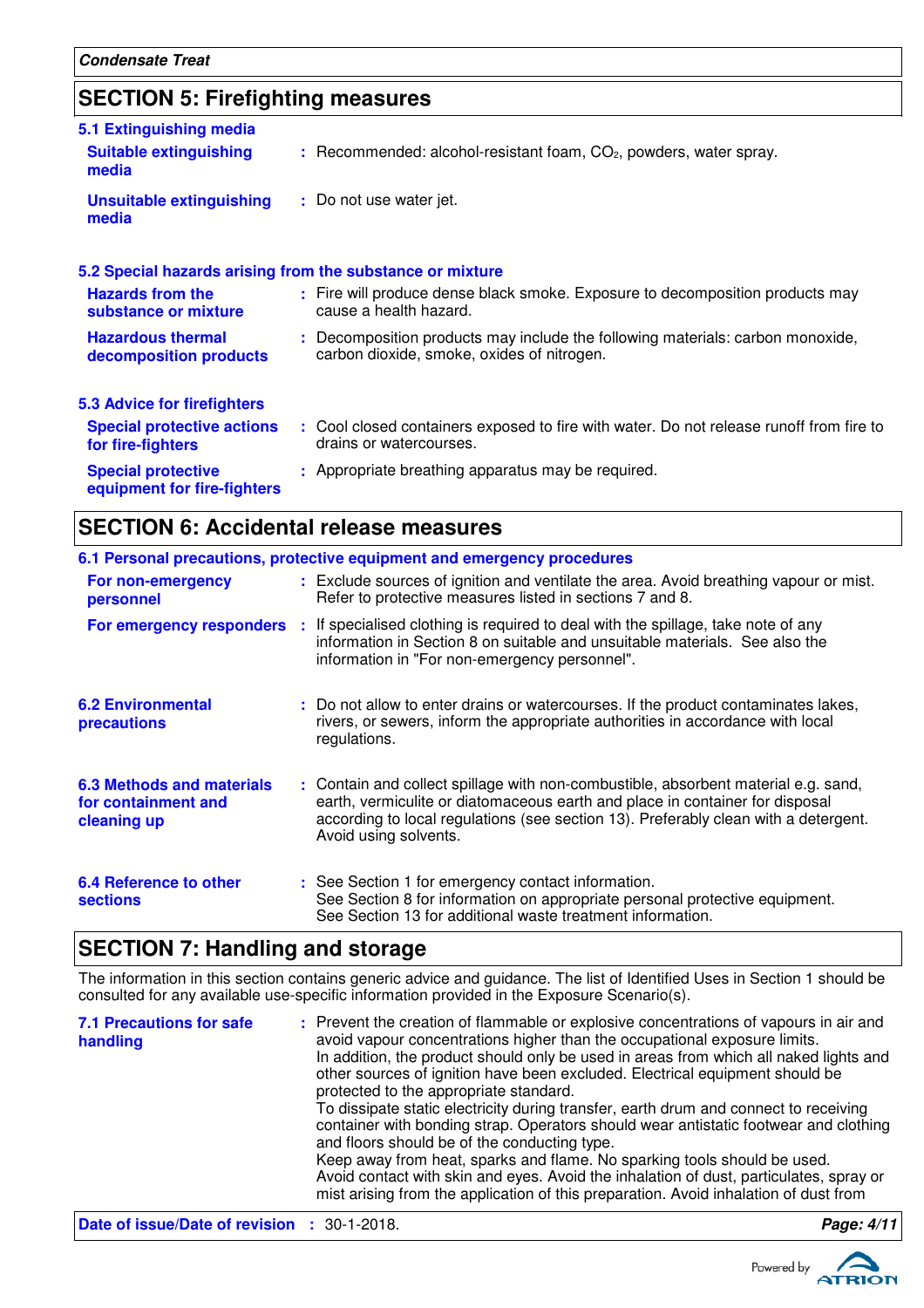## SECTION 5: Firefighting measures

### 5.1 Extinguishing media

**Suitable extinguishing media** : Recommended: alcohol-resistant foam, $CO_2$, powders, water spray.

**Unsuitable extinguishing media** : Do not use water jet.

### 5.2 Special hazards arising from the substance or mixture

**Hazards from the substance or mixture** : Fire will produce dense black smoke. Exposure to decomposition products may cause a health hazard.

**Hazardous thermal decomposition products** : Decomposition products may include the following materials: carbon monoxide, carbon dioxide, smoke, oxides of nitrogen.

### 5.3 Advice for firefighters

**Special protective actions for fire-fighters** : Cool closed containers exposed to fire with water. Do not release runoff from fire to drains or watercourses.

**Special protective equipment for fire-fighters** : Appropriate breathing apparatus may be required.

## SECTION 6: Accidental release measures

### 6.1 Personal precautions, protective equipment and emergency procedures

**For non-emergency personnel** : Exclude sources of ignition and ventilate the area. Avoid breathing vapour or mist. Refer to protective measures listed in sections 7 and 8.

**For emergency responders** : If specialised clothing is required to deal with the spillage, take note of any information in Section 8 on suitable and unsuitable materials. See also the information in "For non-emergency personnel".

**6.2 Environmental precautions** : Do not allow to enter drains or watercourses. If the product contaminates lakes, rivers, or sewers, inform the appropriate authorities in accordance with local regulations.

**6.3 Methods and materials for containment and cleaning up** : Contain and collect spillage with non-combustible, absorbent material e.g. sand, earth, vermiculite or diatomaceous earth and place in container for disposal according to local regulations (see section 13). Preferably clean with a detergent. Avoid using solvents.

**6.4 Reference to other sections** : See Section 1 for emergency contact information.
See Section 8 for information on appropriate personal protective equipment.
See Section 13 for additional waste treatment information.

## SECTION 7: Handling and storage

The information in this section contains generic advice and guidance. The list of Identified Uses in Section 1 should be consulted for any available use-specific information provided in the Exposure Scenario(s).

**7.1 Precautions for safe handling** : Prevent the creation of flammable or explosive concentrations of vapours in air and avoid vapour concentrations higher than the occupational exposure limits.
In addition, the product should only be used in areas from which all naked lights and other sources of ignition have been excluded. Electrical equipment should be protected to the appropriate standard.
To dissipate static electricity during transfer, earth drum and connect to receiving container with bonding strap. Operators should wear antistatic footwear and clothing and floors should be of the conducting type.
Keep away from heat, sparks and flame. No sparking tools should be used.
Avoid contact with skin and eyes. Avoid the inhalation of dust, particulates, spray or mist arising from the application of this preparation. Avoid inhalation of dust from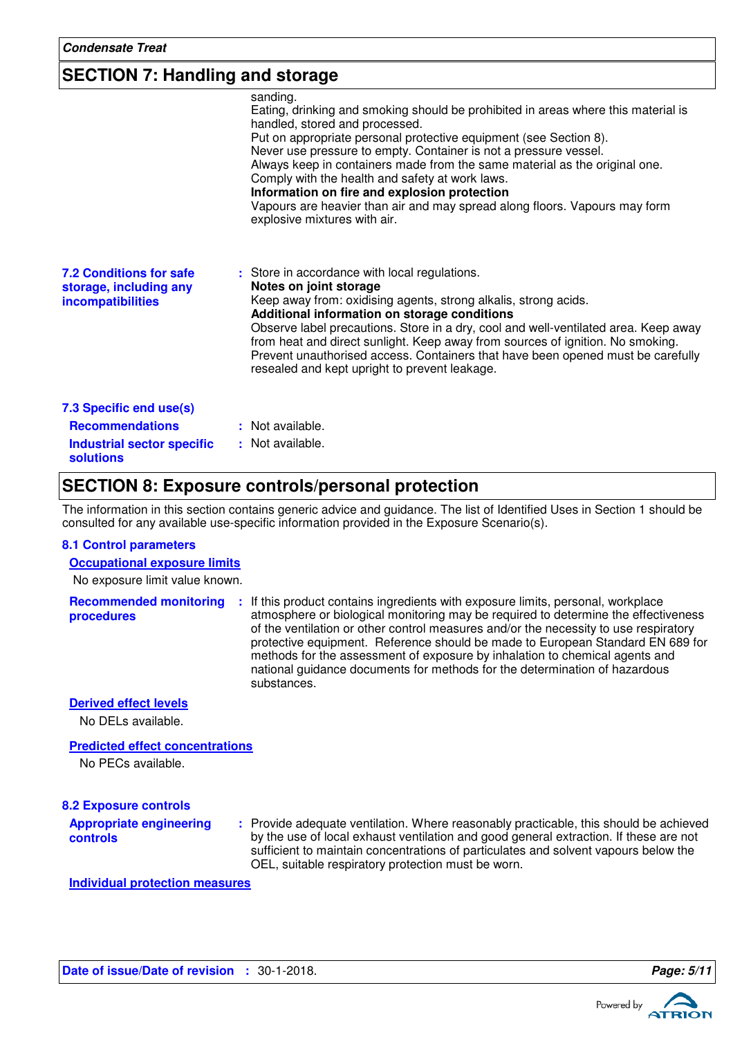## SECTION 7: Handling and storage

sanding.
Eating, drinking and smoking should be prohibited in areas where this material is handled, stored and processed.
Put on appropriate personal protective equipment (see Section 8).
Never use pressure to empty. Container is not a pressure vessel.
Always keep in containers made from the same material as the original one.
Comply with the health and safety at work laws.

**Information on fire and explosion protection**

Vapours are heavier than air and may spread along floors. Vapours may form explosive mixtures with air.

### 7.2 Conditions for safe storage, including any incompatibilities

: Store in accordance with local regulations.

**Notes on joint storage**

Keep away from: oxidising agents, strong alkalis, strong acids.

**Additional information on storage conditions**

Observe label precautions. Store in a dry, cool and well-ventilated area. Keep away from heat and direct sunlight. Keep away from sources of ignition. No smoking. Prevent unauthorised access. Containers that have been opened must be carefully resealed and kept upright to prevent leakage.

### 7.3 Specific end use(s)

**Recommendations** : Not available.

**Industrial sector specific solutions** : Not available.

## SECTION 8: Exposure controls/personal protection

The information in this section contains generic advice and guidance. The list of Identified Uses in Section 1 should be consulted for any available use-specific information provided in the Exposure Scenario(s).

### 8.1 Control parameters

**Occupational exposure limits**

No exposure limit value known.

**Recommended monitoring procedures** : If this product contains ingredients with exposure limits, personal, workplace atmosphere or biological monitoring may be required to determine the effectiveness of the ventilation or other control measures and/or the necessity to use respiratory protective equipment. Reference should be made to European Standard EN 689 for methods for the assessment of exposure by inhalation to chemical agents and national guidance documents for methods for the determination of hazardous substances.

**Derived effect levels**

No DELs available.

**Predicted effect concentrations**

No PECs available.

### 8.2 Exposure controls

**Appropriate engineering controls** : Provide adequate ventilation. Where reasonably practicable, this should be achieved by the use of local exhaust ventilation and good general extraction. If these are not sufficient to maintain concentrations of particulates and solvent vapours below the OEL, suitable respiratory protection must be worn.

**Individual protection measures**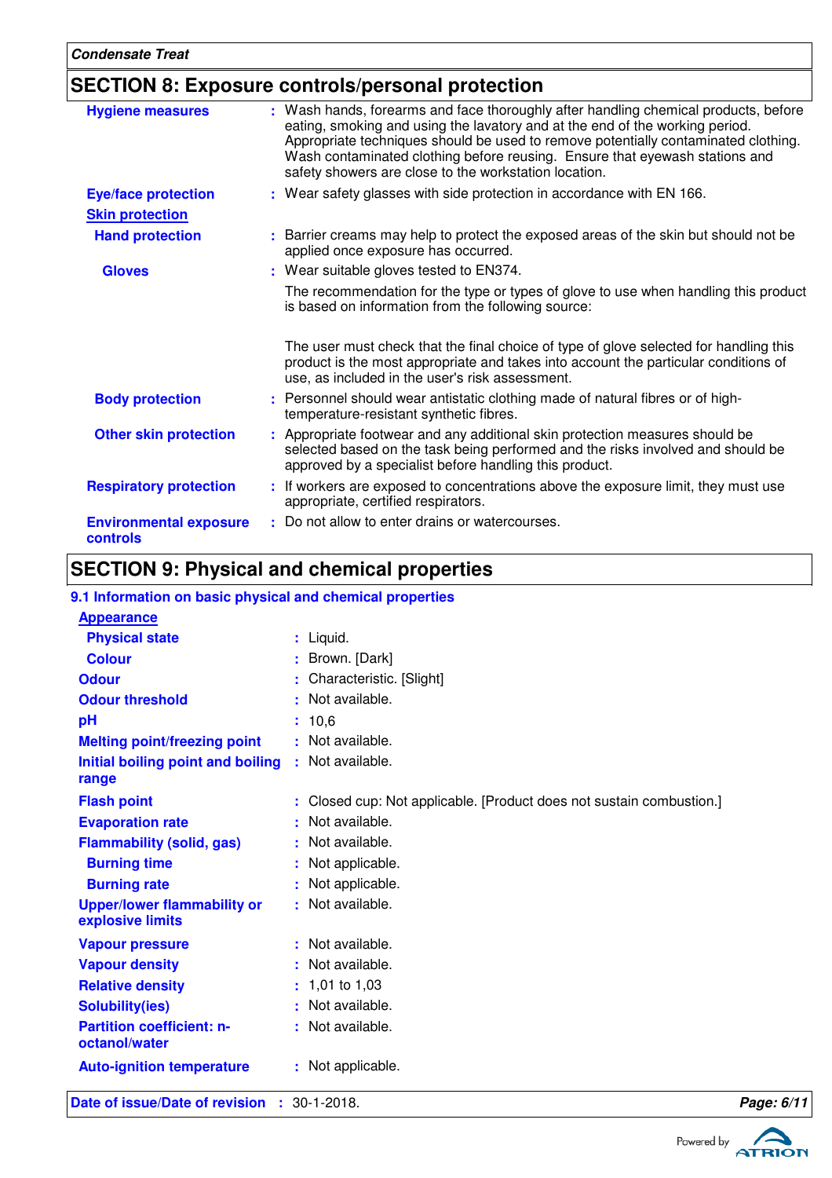## SECTION 8: Exposure controls/personal protection

**Hygiene measures** : Wash hands, forearms and face thoroughly after handling chemical products, before eating, smoking and using the lavatory and at the end of the working period. Appropriate techniques should be used to remove potentially contaminated clothing. Wash contaminated clothing before reusing. Ensure that eyewash stations and safety showers are close to the workstation location.

**Eye/face protection** : Wear safety glasses with side protection in accordance with EN 166.

**Skin protection**

**Hand protection** : Barrier creams may help to protect the exposed areas of the skin but should not be applied once exposure has occurred.

**Gloves** : Wear suitable gloves tested to EN374.

The recommendation for the type or types of glove to use when handling this product is based on information from the following source:

The user must check that the final choice of type of glove selected for handling this product is the most appropriate and takes into account the particular conditions of use, as included in the user's risk assessment.

**Body protection** : Personnel should wear antistatic clothing made of natural fibres or of high-temperature-resistant synthetic fibres.

**Other skin protection** : Appropriate footwear and any additional skin protection measures should be selected based on the task being performed and the risks involved and should be approved by a specialist before handling this product.

**Respiratory protection** : If workers are exposed to concentrations above the exposure limit, they must use appropriate, certified respirators.

**Environmental exposure controls** : Do not allow to enter drains or watercourses.

## SECTION 9: Physical and chemical properties

### 9.1 Information on basic physical and chemical properties

**Appearance**

| Property | Value |
|---|---|
| Physical state | Liquid. |
| Colour | Brown. [Dark] |
| Odour | Characteristic. [Slight] |
| Odour threshold | Not available. |
| pH | 10,6 |
| Melting point/freezing point | Not available. |
| Initial boiling point and boiling range | Not available. |
| Flash point | Closed cup: Not applicable. [Product does not sustain combustion.] |
| Evaporation rate | Not available. |
| Flammability (solid, gas) | Not available. |
| Burning time | Not applicable. |
| Burning rate | Not applicable. |
| Upper/lower flammability or explosive limits | Not available. |
| Vapour pressure | Not available. |
| Vapour density | Not available. |
| Relative density | 1,01 to 1,03 |
| Solubility(ies) | Not available. |
| Partition coefficient: n-octanol/water | Not available. |
| Auto-ignition temperature | Not applicable. |

**Date of issue/Date of revision** : 30-1-2018.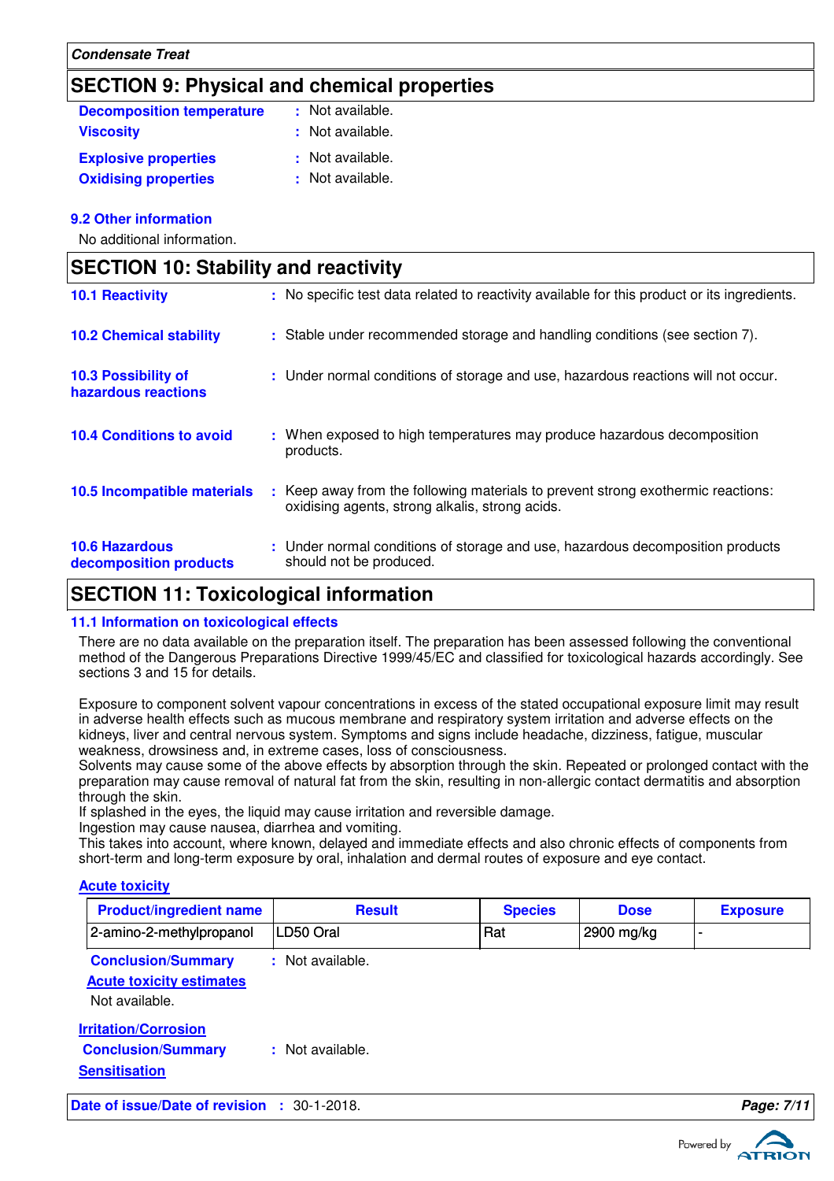## SECTION 9: Physical and chemical properties

**Decomposition temperature** : Not available.

**Viscosity** : Not available.

**Explosive properties** : Not available.

**Oxidising properties** : Not available.

### 9.2 Other information

No additional information.

## SECTION 10: Stability and reactivity

**10.1 Reactivity** : No specific test data related to reactivity available for this product or its ingredients.

**10.2 Chemical stability** : Stable under recommended storage and handling conditions (see section 7).

**10.3 Possibility of hazardous reactions** : Under normal conditions of storage and use, hazardous reactions will not occur.

**10.4 Conditions to avoid** : When exposed to high temperatures may produce hazardous decomposition products.

**10.5 Incompatible materials** : Keep away from the following materials to prevent strong exothermic reactions: oxidising agents, strong alkalis, strong acids.

**10.6 Hazardous decomposition products** : Under normal conditions of storage and use, hazardous decomposition products should not be produced.

## SECTION 11: Toxicological information

### 11.1 Information on toxicological effects

There are no data available on the preparation itself. The preparation has been assessed following the conventional method of the Dangerous Preparations Directive 1999/45/EC and classified for toxicological hazards accordingly. See sections 3 and 15 for details.

Exposure to component solvent vapour concentrations in excess of the stated occupational exposure limit may result in adverse health effects such as mucous membrane and respiratory system irritation and adverse effects on the kidneys, liver and central nervous system. Symptoms and signs include headache, dizziness, fatigue, muscular weakness, drowsiness and, in extreme cases, loss of consciousness.
Solvents may cause some of the above effects by absorption through the skin. Repeated or prolonged contact with the preparation may cause removal of natural fat from the skin, resulting in non-allergic contact dermatitis and absorption through the skin.
If splashed in the eyes, the liquid may cause irritation and reversible damage.
Ingestion may cause nausea, diarrhea and vomiting.
This takes into account, where known, delayed and immediate effects and also chronic effects of components from short-term and long-term exposure by oral, inhalation and dermal routes of exposure and eye contact.

**Acute toxicity**

| Product/ingredient name | Result | Species | Dose | Exposure |
|---|---|---|---|---|
| 2-amino-2-methylpropanol | LD50 Oral | Rat | 2900 mg/kg | - |

**Conclusion/Summary** : Not available.

**Acute toxicity estimates**

Not available.

**Irritation/Corrosion**

**Conclusion/Summary** : Not available.

**Sensitisation**

**Date of issue/Date of revision** : 30-1-2018.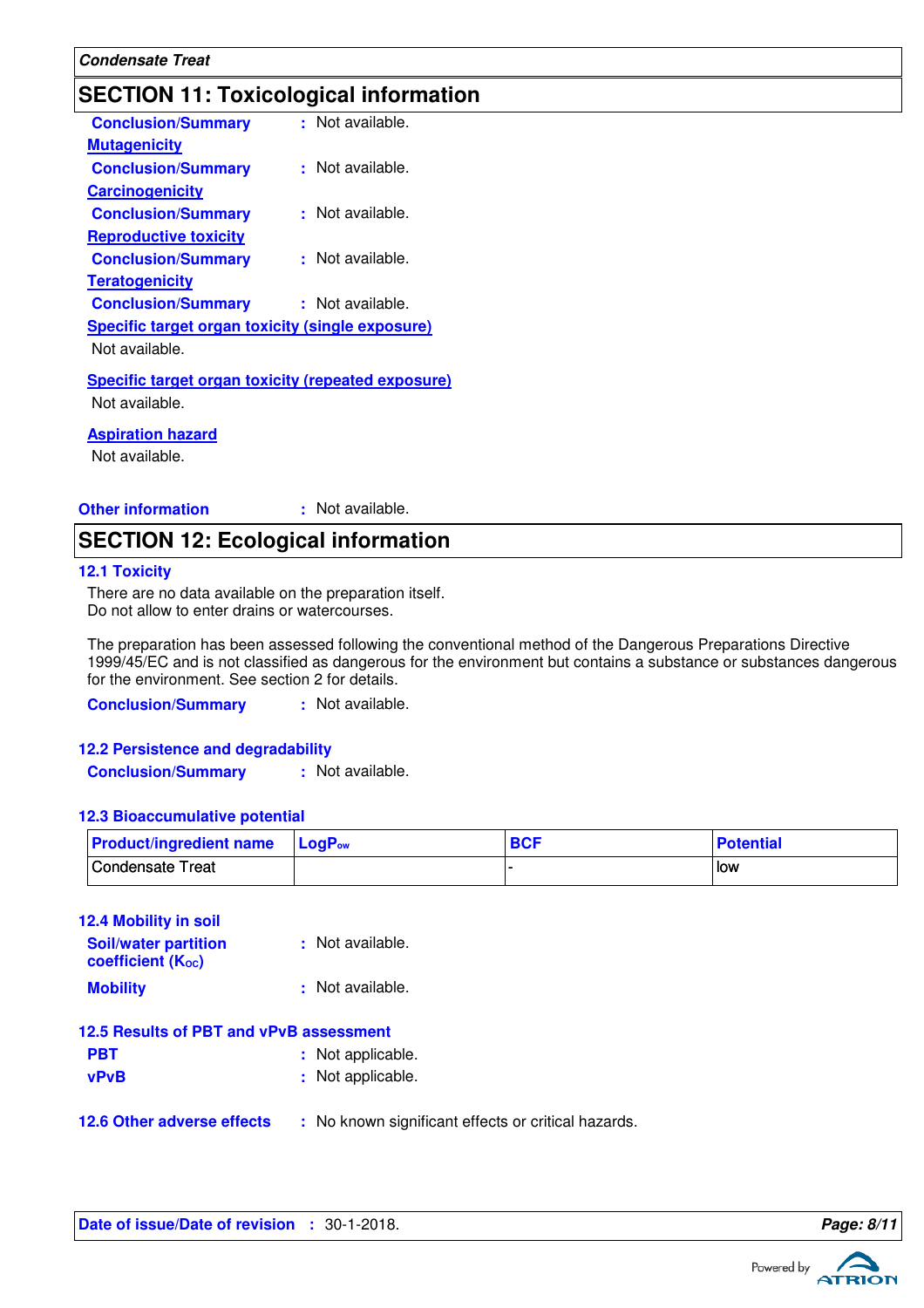## SECTION 11: Toxicological information

**Conclusion/Summary** : Not available.

**Mutagenicity**

**Conclusion/Summary** : Not available.

**Carcinogenicity**

**Conclusion/Summary** : Not available.

**Reproductive toxicity**

**Conclusion/Summary** : Not available.

**Teratogenicity**

**Conclusion/Summary** : Not available.

**Specific target organ toxicity (single exposure)**

Not available.

**Specific target organ toxicity (repeated exposure)**

Not available.

**Aspiration hazard**

Not available.

**Other information** : Not available.

## SECTION 12: Ecological information

### 12.1 Toxicity

There are no data available on the preparation itself.
Do not allow to enter drains or watercourses.

The preparation has been assessed following the conventional method of the Dangerous Preparations Directive 1999/45/EC and is not classified as dangerous for the environment but contains a substance or substances dangerous for the environment. See section 2 for details.

**Conclusion/Summary** : Not available.

### 12.2 Persistence and degradability

**Conclusion/Summary** : Not available.

### 12.3 Bioaccumulative potential

| Product/ingredient name | $LogP_{ow}$ | BCF | Potential |
|---|---|---|---|
| Condensate Treat | | - | low |

### 12.4 Mobility in soil

**Soil/water partition coefficient ($K_{OC}$)** : Not available.

**Mobility** : Not available.

### 12.5 Results of PBT and vPvB assessment

**PBT** : Not applicable.

**vPvB** : Not applicable.

### 12.6 Other adverse effects : No known significant effects or critical hazards.

**Date of issue/Date of revision** : 30-1-2018.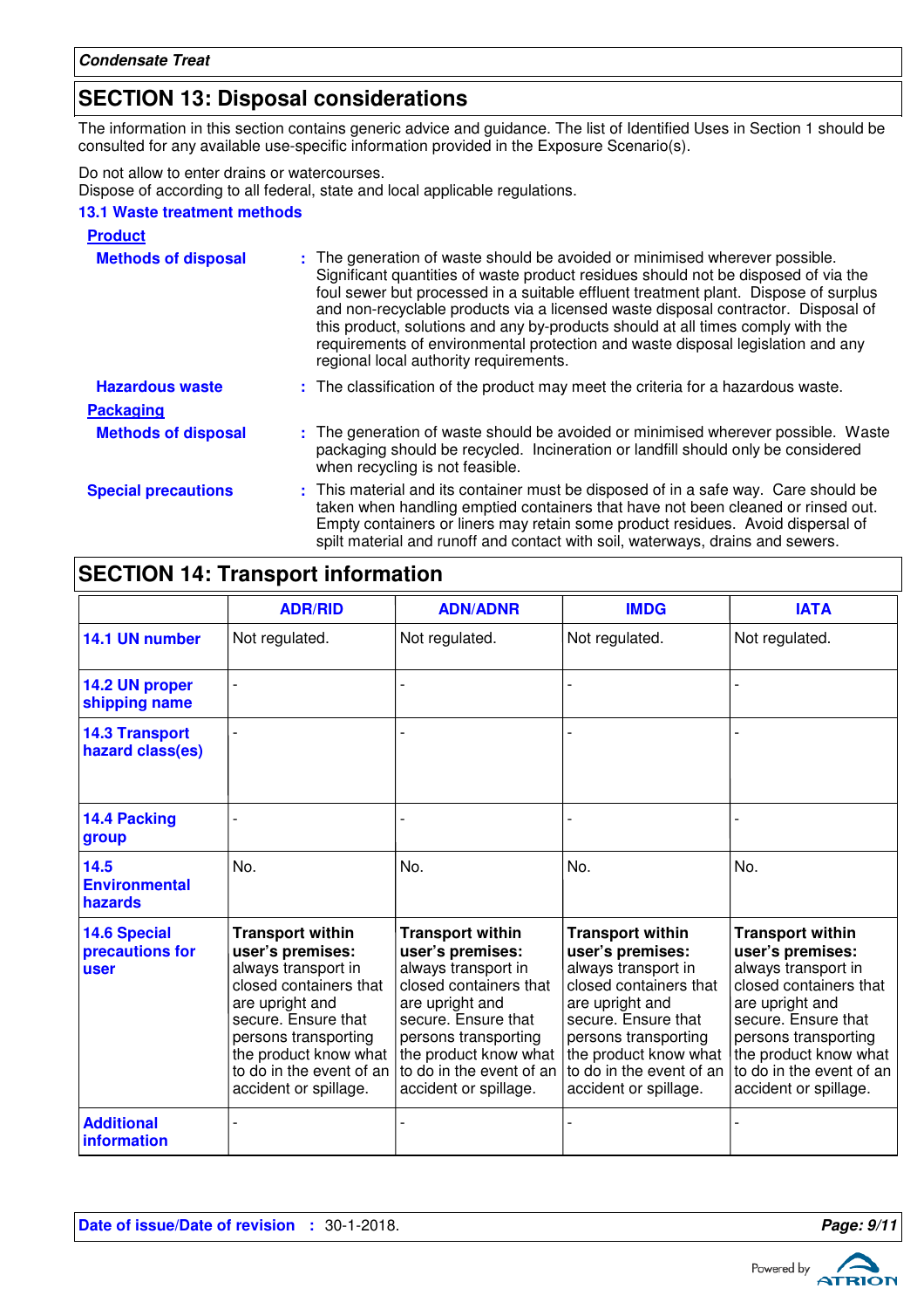## SECTION 13: Disposal considerations

The information in this section contains generic advice and guidance. The list of Identified Uses in Section 1 should be consulted for any available use-specific information provided in the Exposure Scenario(s).

Do not allow to enter drains or watercourses.
Dispose of according to all federal, state and local applicable regulations.

### 13.1 Waste treatment methods

**Product**

**Methods of disposal** : The generation of waste should be avoided or minimised wherever possible. Significant quantities of waste product residues should not be disposed of via the foul sewer but processed in a suitable effluent treatment plant. Dispose of surplus and non-recyclable products via a licensed waste disposal contractor. Disposal of this product, solutions and any by-products should at all times comply with the requirements of environmental protection and waste disposal legislation and any regional local authority requirements.

**Hazardous waste** : The classification of the product may meet the criteria for a hazardous waste.

**Packaging**

**Methods of disposal** : The generation of waste should be avoided or minimised wherever possible. Waste packaging should be recycled. Incineration or landfill should only be considered when recycling is not feasible.

**Special precautions** : This material and its container must be disposed of in a safe way. Care should be taken when handling emptied containers that have not been cleaned or rinsed out. Empty containers or liners may retain some product residues. Avoid dispersal of spilt material and runoff and contact with soil, waterways, drains and sewers.

## SECTION 14: Transport information

| | ADR/RID | ADN/ADNR | IMDG | IATA |
|---|---|---|---|---|
| **14.1 UN number** | Not regulated. | Not regulated. | Not regulated. | Not regulated. |
| **14.2 UN proper shipping name** | - | - | - | - |
| **14.3 Transport hazard class(es)** | - | - | - | - |
| **14.4 Packing group** | - | - | - | - |
| **14.5 Environmental hazards** | No. | No. | No. | No. |
| **14.6 Special precautions for user** | **Transport within user's premises:** always transport in closed containers that are upright and secure. Ensure that persons transporting the product know what to do in the event of an accident or spillage. | **Transport within user's premises:** always transport in closed containers that are upright and secure. Ensure that persons transporting the product know what to do in the event of an accident or spillage. | **Transport within user's premises:** always transport in closed containers that are upright and secure. Ensure that persons transporting the product know what to do in the event of an accident or spillage. | **Transport within user's premises:** always transport in closed containers that are upright and secure. Ensure that persons transporting the product know what to do in the event of an accident or spillage. |
| **Additional information** | - | - | - | - |

**Date of issue/Date of revision** : 30-1-2018.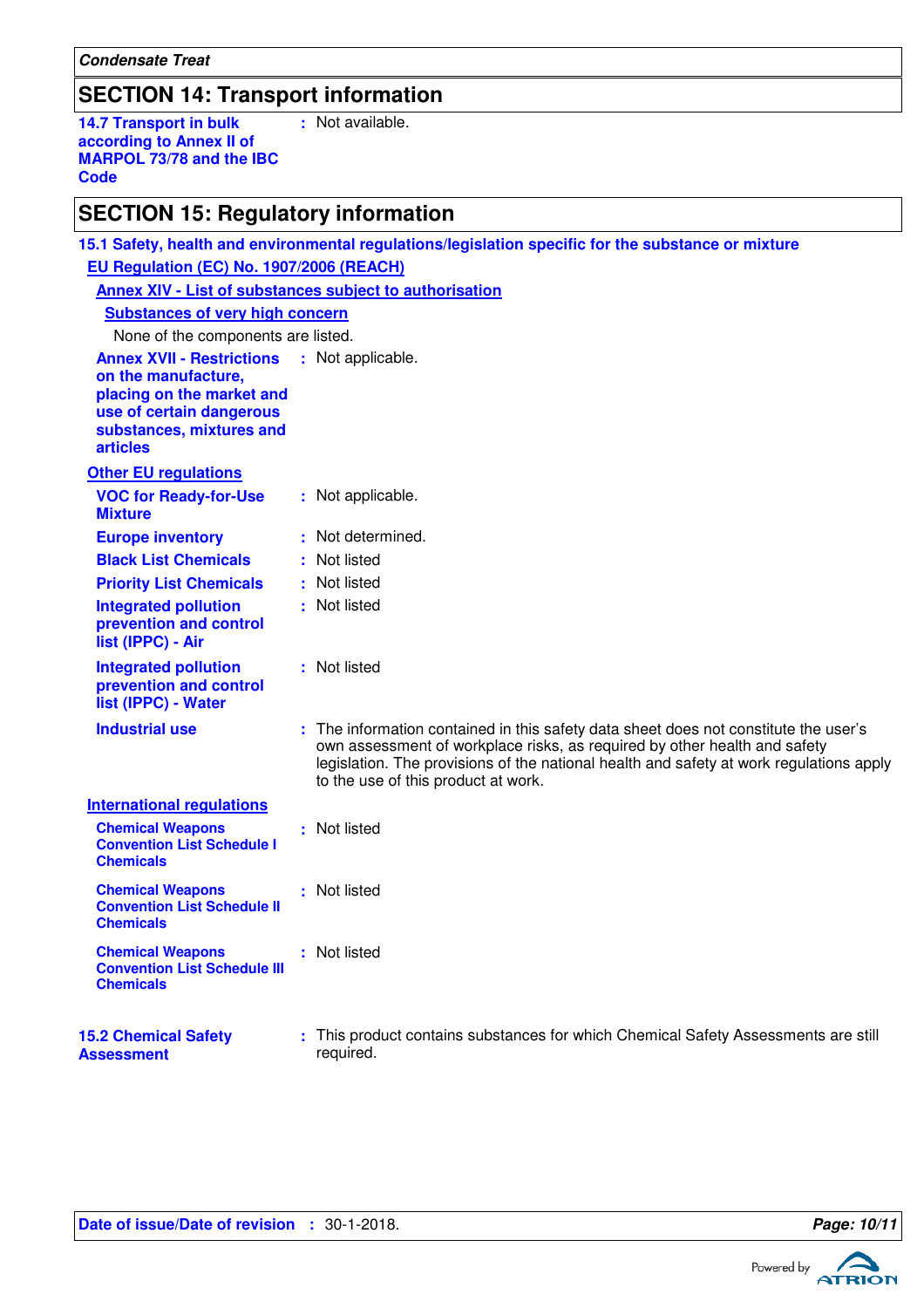## SECTION 14: Transport information

**14.7 Transport in bulk according to Annex II of MARPOL 73/78 and the IBC Code** : Not available.

## SECTION 15: Regulatory information

### 15.1 Safety, health and environmental regulations/legislation specific for the substance or mixture

**EU Regulation (EC) No. 1907/2006 (REACH)**

**Annex XIV - List of substances subject to authorisation**

**Substances of very high concern**

None of the components are listed.

**Annex XVII - Restrictions on the manufacture, placing on the market and use of certain dangerous substances, mixtures and articles** : Not applicable.

**Other EU regulations**

**VOC for Ready-for-Use Mixture** : Not applicable.

**Europe inventory** : Not determined.

**Black List Chemicals** : Not listed

**Priority List Chemicals** : Not listed

**Integrated pollution prevention and control list (IPPC) - Air** : Not listed

**Integrated pollution prevention and control list (IPPC) - Water** : Not listed

**Industrial use** : The information contained in this safety data sheet does not constitute the user's own assessment of workplace risks, as required by other health and safety legislation. The provisions of the national health and safety at work regulations apply to the use of this product at work.

**International regulations**

**Chemical Weapons Convention List Schedule I Chemicals** : Not listed

**Chemical Weapons Convention List Schedule II Chemicals** : Not listed

**Chemical Weapons Convention List Schedule III Chemicals** : Not listed

**15.2 Chemical Safety Assessment** : This product contains substances for which Chemical Safety Assessments are still required.

**Date of issue/Date of revision** : 30-1-2018.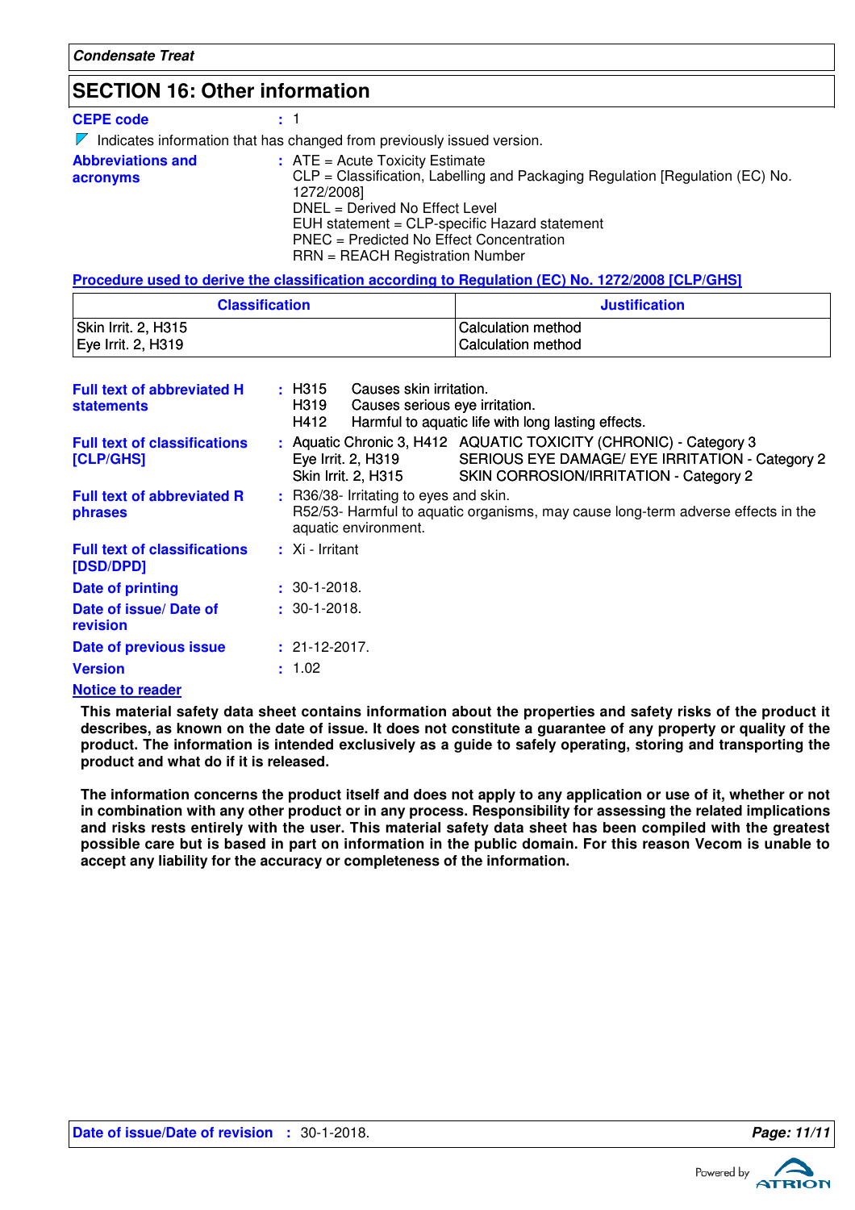## SECTION 16: Other information

**CEPE code** : 1

Indicates information that has changed from previously issued version.

**Abbreviations and acronyms** : ATE = Acute Toxicity Estimate
CLP = Classification, Labelling and Packaging Regulation [Regulation (EC) No. 1272/2008]
DNEL = Derived No Effect Level
EUH statement = CLP-specific Hazard statement
PNEC = Predicted No Effect Concentration
RRN = REACH Registration Number

**Procedure used to derive the classification according to Regulation (EC) No. 1272/2008 [CLP/GHS]**

| Classification | Justification |
|---|---|
| Skin Irrit. 2, H315 | Calculation method |
| Eye Irrit. 2, H319 | Calculation method |

**Full text of abbreviated H statements** : H315 Causes skin irritation.
H319 Causes serious eye irritation.
H412 Harmful to aquatic life with long lasting effects.

**Full text of classifications [CLP/GHS]** : Aquatic Chronic 3, H412 AQUATIC TOXICITY (CHRONIC) - Category 3
Eye Irrit. 2, H319 SERIOUS EYE DAMAGE/ EYE IRRITATION - Category 2
Skin Irrit. 2, H315 SKIN CORROSION/IRRITATION - Category 2

**Full text of abbreviated R phrases** : R36/38- Irritating to eyes and skin.
R52/53- Harmful to aquatic organisms, may cause long-term adverse effects in the aquatic environment.

**Full text of classifications [DSD/DPD]** : Xi - Irritant

**Date of printing** : 30-1-2018.

**Date of issue/ Date of revision** : 30-1-2018.

**Date of previous issue** : 21-12-2017.

**Version** : 1.02

**Notice to reader**

**This material safety data sheet contains information about the properties and safety risks of the product it describes, as known on the date of issue. It does not constitute a guarantee of any property or quality of the product. The information is intended exclusively as a guide to safely operating, storing and transporting the product and what do if it is released.**

**The information concerns the product itself and does not apply to any application or use of it, whether or not in combination with any other product or in any process. Responsibility for assessing the related implications and risks rests entirely with the user. This material safety data sheet has been compiled with the greatest possible care but is based in part on information in the public domain. For this reason Vecom is unable to accept any liability for the accuracy or completeness of the information.**